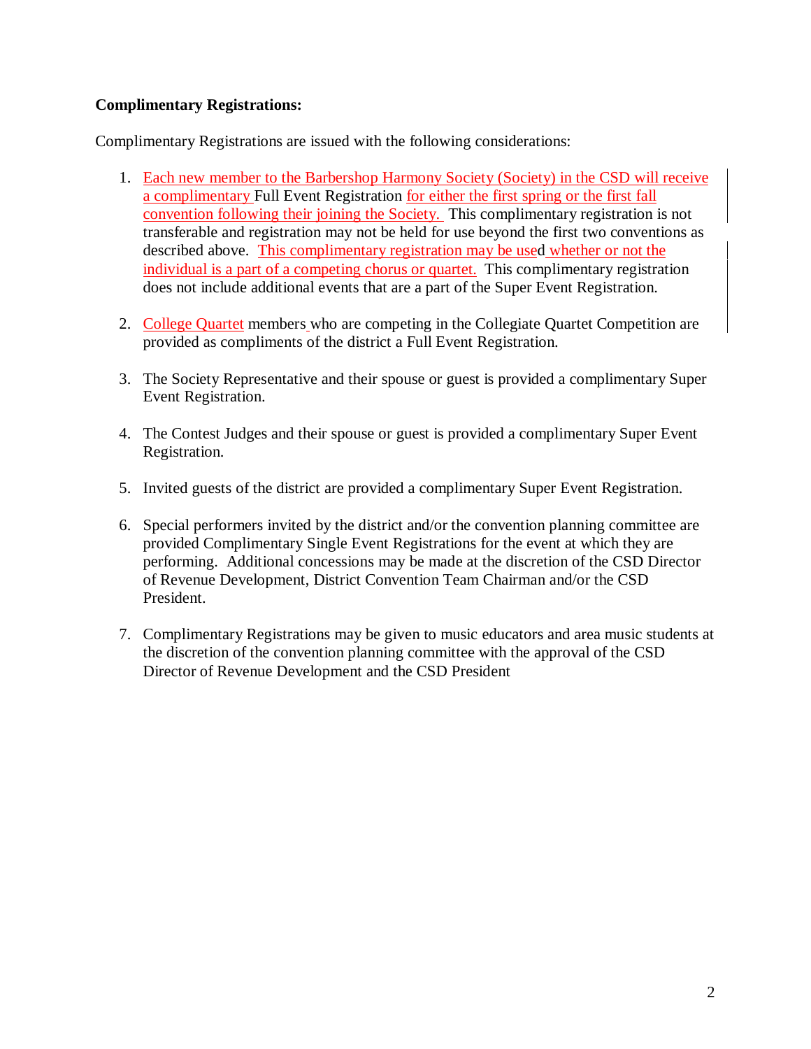**Complimentary Registrations:**

Complimentary Registrations are issued with the following considerations:

1. Each new member to the Barbershop Harmony Society (Society) in the CSD will receive a complimentary Full Event Registration for either the first spring or the first fall convention following their joining the Society. This complimentary registration is not transferable and registration may not be held for use beyond the first two conventions as described above. This complimentary registration may be used whether or not the individual is a part of a competing chorus or quartet. This complimentary registration does not include additional events that are a part of the Super Event Registration.

2. College Quartet members who are competing in the Collegiate Quartet Competition are provided as compliments of the district a Full Event Registration.

3. The Society Representative and their spouse or guest is provided a complimentary Super Event Registration.

4. The Contest Judges and their spouse or guest is provided a complimentary Super Event Registration.

5. Invited guests of the district are provided a complimentary Super Event Registration.

6. Special performers invited by the district and/or the convention planning committee are provided Complimentary Single Event Registrations for the event at which they are performing. Additional concessions may be made at the discretion of the CSD Director of Revenue Development, District Convention Team Chairman and/or the CSD President.

7. Complimentary Registrations may be given to music educators and area music students at the discretion of the convention planning committee with the approval of the CSD Director of Revenue Development and the CSD President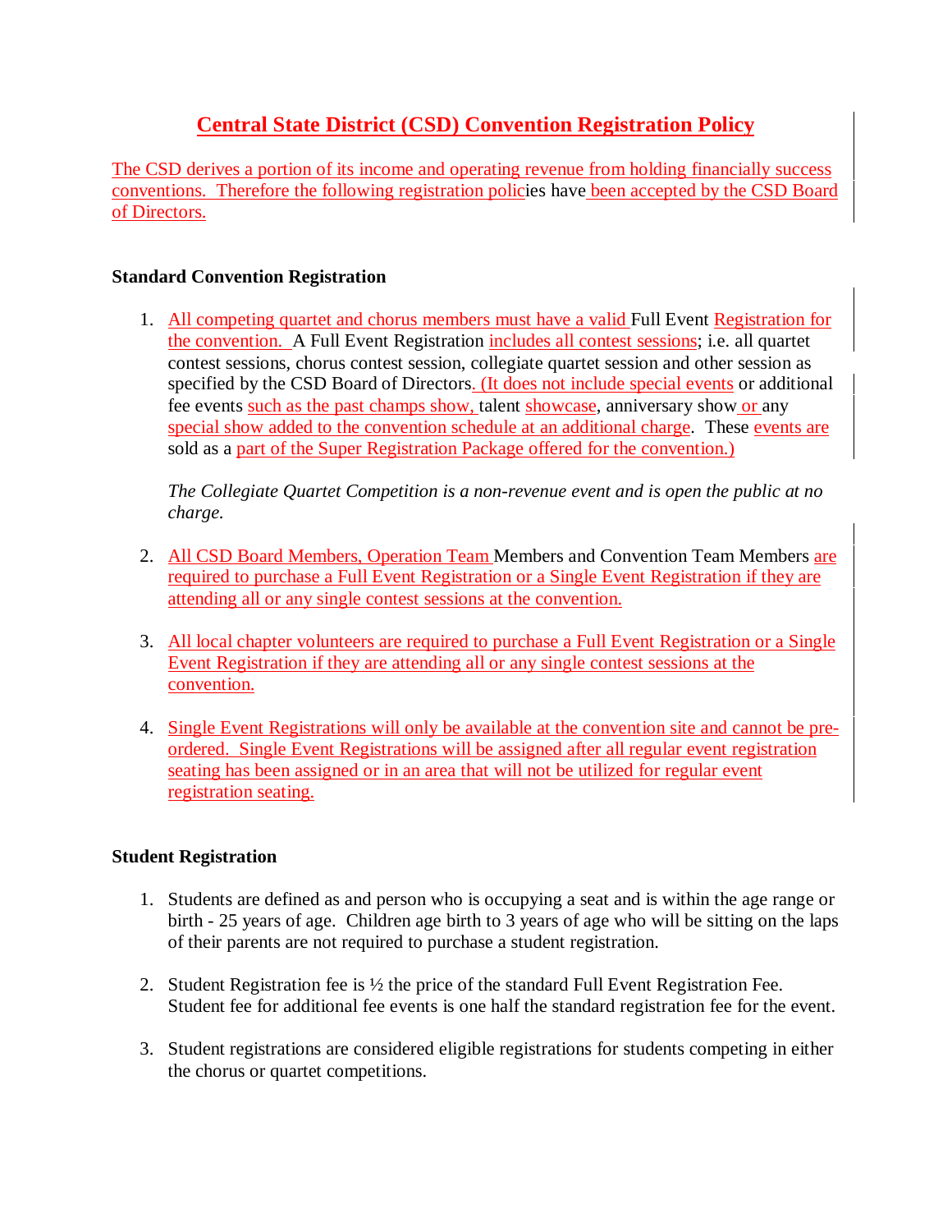# Central State District (CSD) Convention Registration Policy

The CSD derives a portion of its income and operating revenue from holding financially success conventions. Therefore the following registration policies have been accepted by the CSD Board of Directors.

### Standard Convention Registration

1. All competing quartet and chorus members must have a valid Full Event Registration for the convention. A Full Event Registration includes all contest sessions; i.e. all quartet contest sessions, chorus contest session, collegiate quartet session and other session as specified by the CSD Board of Directors. (It does not include special events or additional fee events such as the past champs show, talent showcase, anniversary show or any special show added to the convention schedule at an additional charge. These events are sold as a part of the Super Registration Package offered for the convention.)

   *The Collegiate Quartet Competition is a non-revenue event and is open the public at no charge.*

2. All CSD Board Members, Operation Team Members and Convention Team Members are required to purchase a Full Event Registration or a Single Event Registration if they are attending all or any single contest sessions at the convention.

3. All local chapter volunteers are required to purchase a Full Event Registration or a Single Event Registration if they are attending all or any single contest sessions at the convention.

4. Single Event Registrations will only be available at the convention site and cannot be pre-ordered. Single Event Registrations will be assigned after all regular event registration seating has been assigned or in an area that will not be utilized for regular event registration seating.

### Student Registration

1. Students are defined as and person who is occupying a seat and is within the age range or birth - 25 years of age. Children age birth to 3 years of age who will be sitting on the laps of their parents are not required to purchase a student registration.

2. Student Registration fee is ½ the price of the standard Full Event Registration Fee. Student fee for additional fee events is one half the standard registration fee for the event.

3. Student registrations are considered eligible registrations for students competing in either the chorus or quartet competitions.